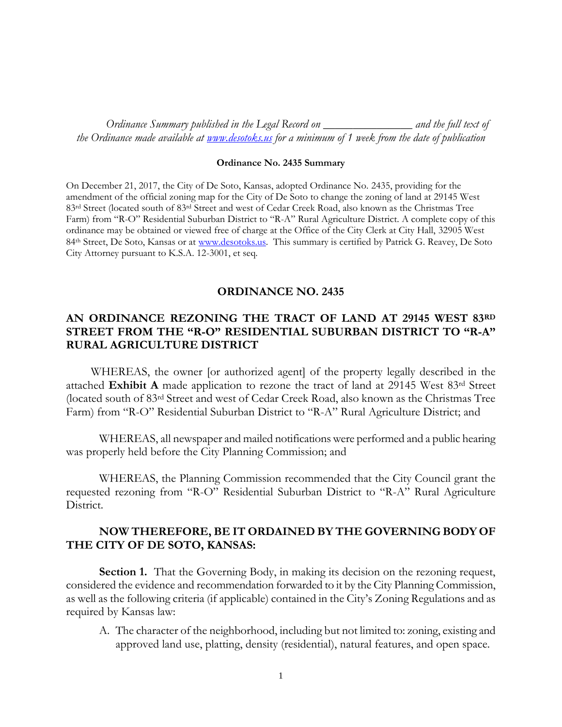*Ordinance Summary published in the Legal Record on ________________ and the full text of the Ordinance made available at [www.desotoks.us](www.desotoks.us) for a minimum of 1 week from the date of publication*

**Ordinance No. 2435 Summary**

On December 21, 2017, the City of De Soto, Kansas, adopted Ordinance No. 2435, providing for the amendment of the official zoning map for the City of De Soto to change the zoning of land at 29145 West 83rd Street (located south of 83rd Street and west of Cedar Creek Road, also known as the Christmas Tree Farm) from "R-O" Residential Suburban District to "R-A" Rural Agriculture District. A complete copy of this ordinance may be obtained or viewed free of charge at the Office of the City Clerk at City Hall, 32905 West 84th Street, De Soto, Kansas or at www.desotoks.us. This summary is certified by Patrick G. Reavey, De Soto City Attorney pursuant to K.S.A. 12-3001, et seq.

## ORDINANCE NO. 2435

## AN ORDINANCE REZONING THE TRACT OF LAND AT 29145 WEST 83RD STREET FROM THE "R-O" RESIDENTIAL SUBURBAN DISTRICT TO "R-A" RURAL AGRICULTURE DISTRICT

WHEREAS, the owner [or authorized agent] of the property legally described in the attached **Exhibit A** made application to rezone the tract of land at 29145 West 83rd Street (located south of 83rd Street and west of Cedar Creek Road, also known as the Christmas Tree Farm) from "R-O" Residential Suburban District to "R-A" Rural Agriculture District; and

WHEREAS, all newspaper and mailed notifications were performed and a public hearing was properly held before the City Planning Commission; and

WHEREAS, the Planning Commission recommended that the City Council grant the requested rezoning from "R-O" Residential Suburban District to "R-A" Rural Agriculture District.

**NOW THEREFORE, BE IT ORDAINED BY THE GOVERNING BODY OF THE CITY OF DE SOTO, KANSAS:**

**Section 1.** That the Governing Body, in making its decision on the rezoning request, considered the evidence and recommendation forwarded to it by the City Planning Commission, as well as the following criteria (if applicable) contained in the City's Zoning Regulations and as required by Kansas law:

A. The character of the neighborhood, including but not limited to: zoning, existing and approved land use, platting, density (residential), natural features, and open space.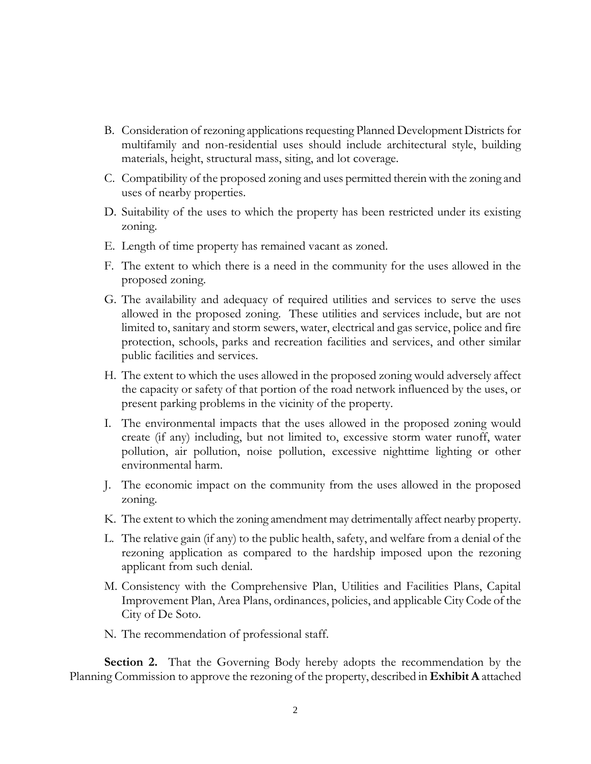B. Consideration of rezoning applications requesting Planned Development Districts for multifamily and non-residential uses should include architectural style, building materials, height, structural mass, siting, and lot coverage.

C. Compatibility of the proposed zoning and uses permitted therein with the zoning and uses of nearby properties.

D. Suitability of the uses to which the property has been restricted under its existing zoning.

E. Length of time property has remained vacant as zoned.

F. The extent to which there is a need in the community for the uses allowed in the proposed zoning.

G. The availability and adequacy of required utilities and services to serve the uses allowed in the proposed zoning. These utilities and services include, but are not limited to, sanitary and storm sewers, water, electrical and gas service, police and fire protection, schools, parks and recreation facilities and services, and other similar public facilities and services.

H. The extent to which the uses allowed in the proposed zoning would adversely affect the capacity or safety of that portion of the road network influenced by the uses, or present parking problems in the vicinity of the property.

I. The environmental impacts that the uses allowed in the proposed zoning would create (if any) including, but not limited to, excessive storm water runoff, water pollution, air pollution, noise pollution, excessive nighttime lighting or other environmental harm.

J. The economic impact on the community from the uses allowed in the proposed zoning.

K. The extent to which the zoning amendment may detrimentally affect nearby property.

L. The relative gain (if any) to the public health, safety, and welfare from a denial of the rezoning application as compared to the hardship imposed upon the rezoning applicant from such denial.

M. Consistency with the Comprehensive Plan, Utilities and Facilities Plans, Capital Improvement Plan, Area Plans, ordinances, policies, and applicable City Code of the City of De Soto.

N. The recommendation of professional staff.

**Section 2.** That the Governing Body hereby adopts the recommendation by the Planning Commission to approve the rezoning of the property, described in **Exhibit A** attached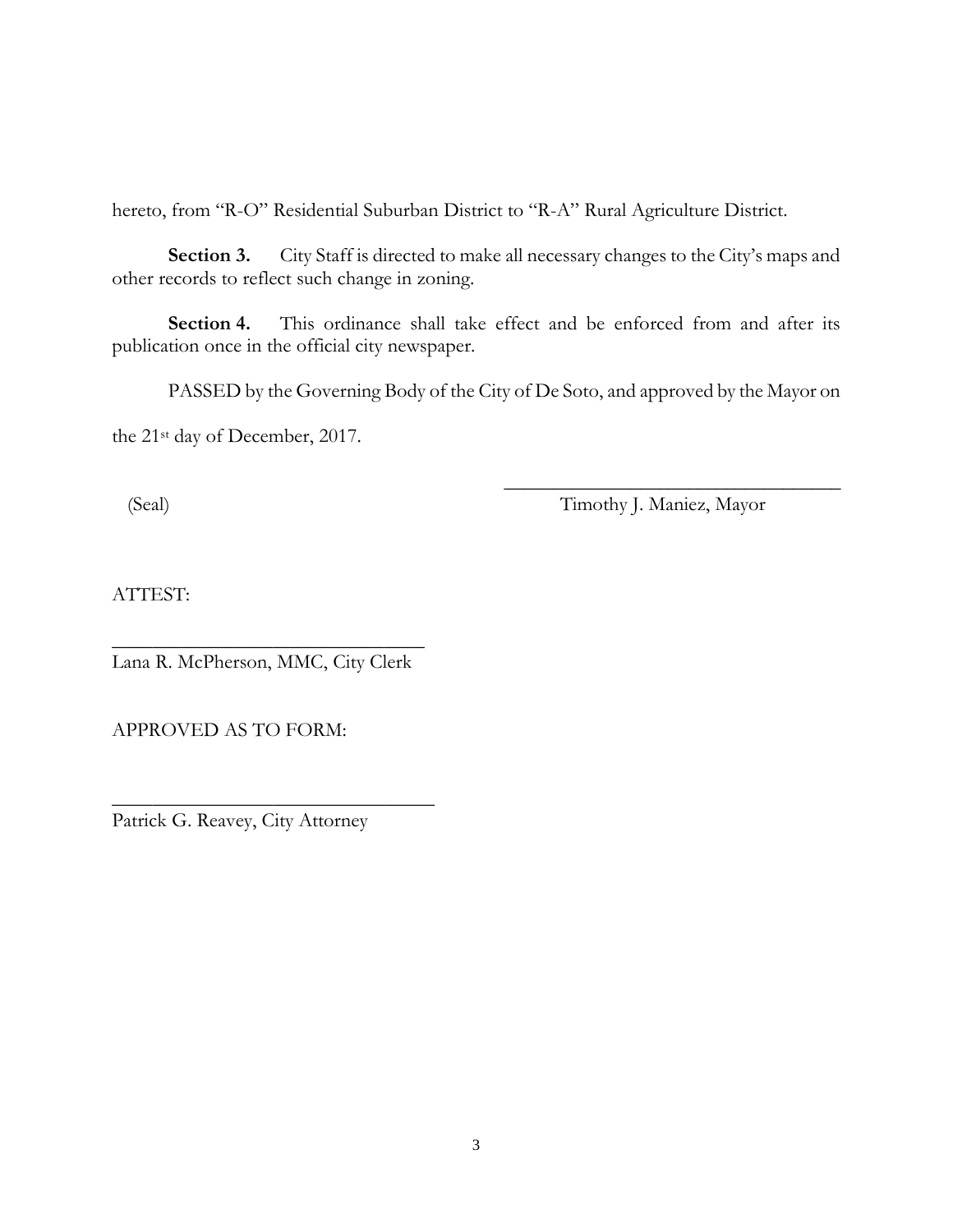hereto, from "R-O" Residential Suburban District to "R-A" Rural Agriculture District.

**Section 3.** City Staff is directed to make all necessary changes to the City's maps and other records to reflect such change in zoning.

**Section 4.** This ordinance shall take effect and be enforced from and after its publication once in the official city newspaper.

PASSED by the Governing Body of the City of De Soto, and approved by the Mayor on the 21st day of December, 2017.

(Seal)

\_\_\_\_\_\_\_\_\_\_\_\_\_\_\_\_\_\_\_\_\_\_\_\_\_\_\_\_\_\_\_\_\_\_
Timothy J. Maniez, Mayor

ATTEST:

\_\_\_\_\_\_\_\_\_\_\_\_\_\_\_\_\_\_\_\_\_\_\_\_\_\_\_\_\_\_\_\_\_\_
Lana R. McPherson, MMC, City Clerk

APPROVED AS TO FORM:

\_\_\_\_\_\_\_\_\_\_\_\_\_\_\_\_\_\_\_\_\_\_\_\_\_\_\_\_\_\_\_\_\_\_
Patrick G. Reavey, City Attorney